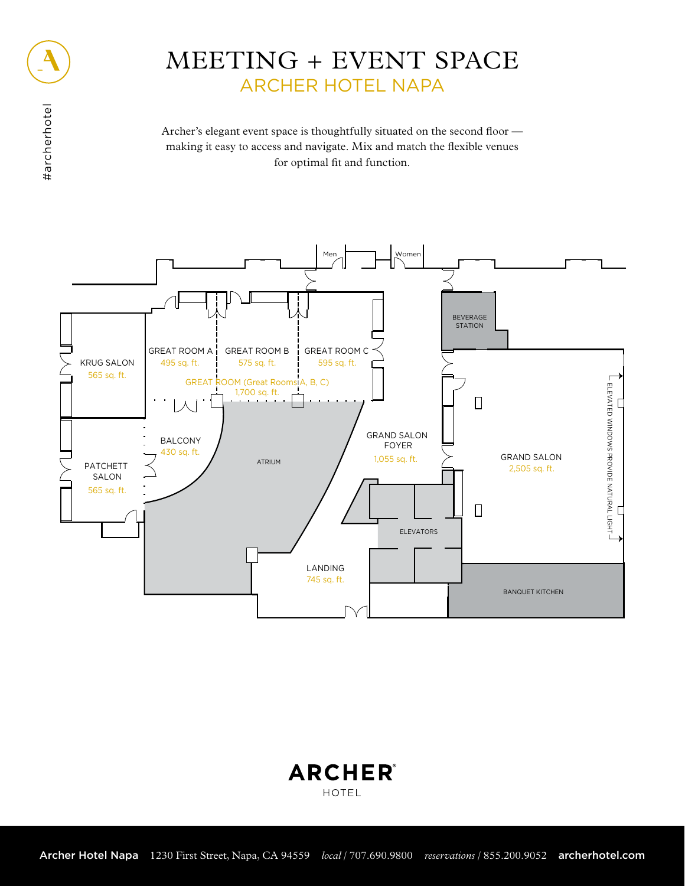# MEETING + EVENT SPACE

## ARCHER HOTEL NAPA

#archerhotel

Archer's elegant event space is thoughtfully situated on the second floor — making it easy to access and navigate. Mix and match the flexible venues for optimal fit and function.

Men

Women

KRUG SALON
565 sq. ft.

GREAT ROOM A
495 sq. ft.

GREAT ROOM B
575 sq. ft.

GREAT ROOM C
595 sq. ft.

GREAT ROOM (Great Rooms A, B, C)
1,700 sq. ft.

BEVERAGE STATION

BALCONY
430 sq. ft.

PATCHETT SALON
565 sq. ft.

ATRIUM

GRAND SALON FOYER
1,055 sq. ft.

GRAND SALON
2,505 sq. ft.

ELEVATED WINDOWS PROVIDE NATURAL LIGHT

ELEVATORS

LANDING
745 sq. ft.

BANQUET KITCHEN

**ARCHER**® HOTEL

**Archer Hotel Napa** 1230 First Street, Napa, CA 94559 *local* / 707.690.9800 *reservations* / 855.200.9052 **archerhotel.com**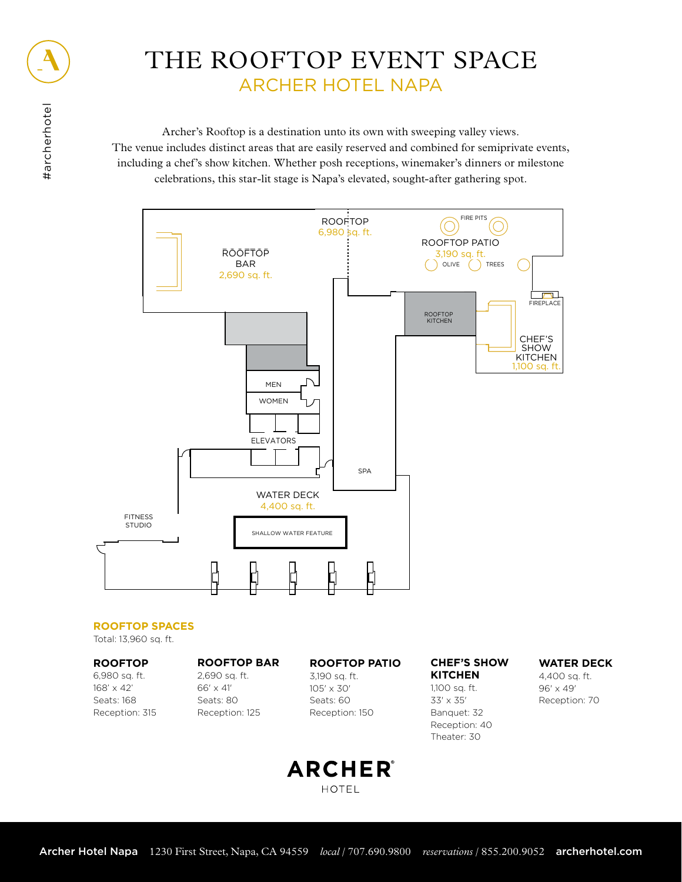# THE ROOFTOP EVENT SPACE

## ARCHER HOTEL NAPA

#archerhotel

Archer's Rooftop is a destination unto its own with sweeping valley views. The venue includes distinct areas that are easily reserved and combined for semiprivate events, including a chef's show kitchen. Whether posh receptions, winemaker's dinners or milestone celebrations, this star-lit stage is Napa's elevated, sought-after gathering spot.

ROOFTOP 6,980 sq. ft.

ROOFTOP BAR 2,690 sq. ft.

FIRE PITS

ROOFTOP PATIO 3,190 sq. ft.

OLIVE TREES

FIREPLACE

ROOFTOP KITCHEN

CHEF'S SHOW KITCHEN 1,100 sq. ft.

MEN

WOMEN

ELEVATORS

SPA

WATER DECK 4,400 sq. ft.

FITNESS STUDIO

SHALLOW WATER FEATURE

## ROOFTOP SPACES

Total: 13,960 sq. ft.

**ROOFTOP**
6,980 sq. ft.
168′ x 42′
Seats: 168
Reception: 315

**ROOFTOP BAR**
2,690 sq. ft.
66′ x 41′
Seats: 80
Reception: 125

**ROOFTOP PATIO**
3,190 sq. ft.
105′ x 30′
Seats: 60
Reception: 150

**CHEF'S SHOW KITCHEN**
1,100 sq. ft.
33′ x 35′
Banquet: 32
Reception: 40
Theater: 30

**WATER DECK**
4,400 sq. ft.
96′ x 49′
Reception: 70

**ARCHER** HOTEL

**Archer Hotel Napa** 1230 First Street, Napa, CA 94559 *local* / 707.690.9800 *reservations* / 855.200.9052 **archerhotel.com**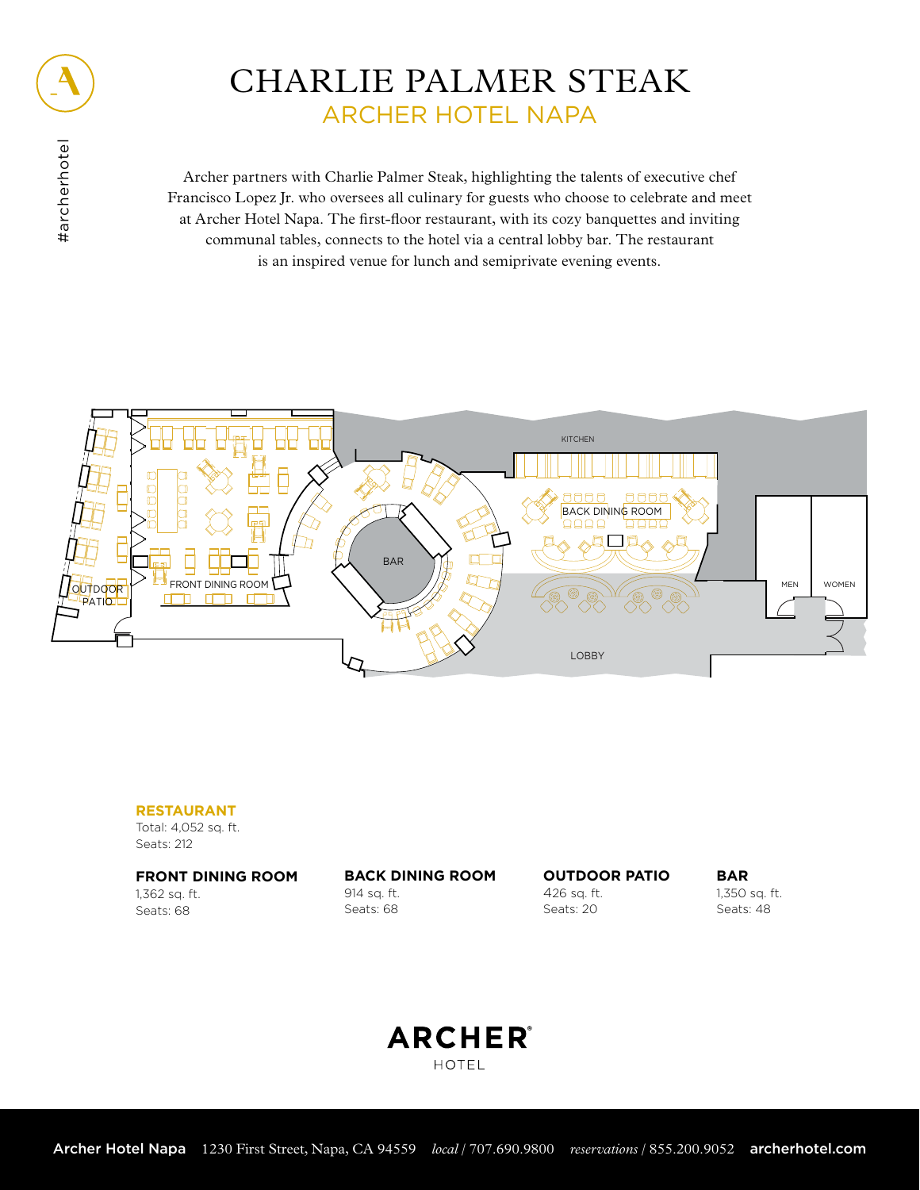# CHARLIE PALMER STEAK

## ARCHER HOTEL NAPA

Archer partners with Charlie Palmer Steak, highlighting the talents of executive chef Francisco Lopez Jr. who oversees all culinary for guests who choose to celebrate and meet at Archer Hotel Napa. The first-floor restaurant, with its cozy banquettes and inviting communal tables, connects to the hotel via a central lobby bar. The restaurant is an inspired venue for lunch and semiprivate evening events.

KITCHEN

BACK DINING ROOM

BAR

OUTDOOR PATIO

FRONT DINING ROOM

MEN

WOMEN

LOBBY

**RESTAURANT**
Total: 4,052 sq. ft.
Seats: 212

**FRONT DINING ROOM**
1,362 sq. ft.
Seats: 68

**BACK DINING ROOM**
914 sq. ft.
Seats: 68

**OUTDOOR PATIO**
426 sq. ft.
Seats: 20

**BAR**
1,350 sq. ft.
Seats: 48

**ARCHER®** HOTEL

**Archer Hotel Napa** 1230 First Street, Napa, CA 94559 *local* / 707.690.9800 *reservations* / 855.200.9052 **archerhotel.com**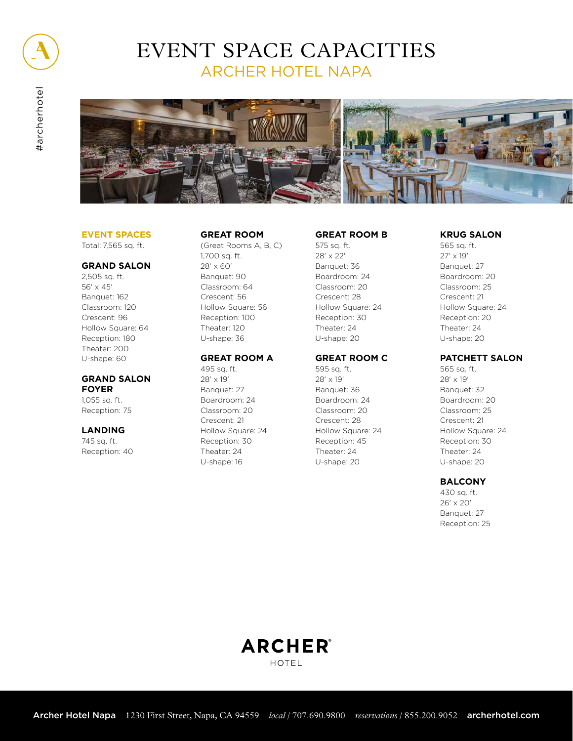# EVENT SPACE CAPACITIES

## ARCHER HOTEL NAPA

**EVENT SPACES**
Total: 7,565 sq. ft.

**GRAND SALON**
2,505 sq. ft.
56′ x 45′
Banquet: 162
Classroom: 120
Crescent: 96
Hollow Square: 64
Reception: 180
Theater: 200
U-shape: 60

**GRAND SALON FOYER**
1,055 sq. ft.
Reception: 75

**LANDING**
745 sq. ft.
Reception: 40

**GREAT ROOM**
(Great Rooms A, B, C)
1,700 sq. ft.
28′ x 60′
Banquet: 90
Classroom: 64
Crescent: 56
Hollow Square: 56
Reception: 100
Theater: 120
U-shape: 36

**GREAT ROOM A**
495 sq. ft.
28′ x 19′
Banquet: 27
Boardroom: 24
Classroom: 20
Crescent: 21
Hollow Square: 24
Reception: 30
Theater: 24
U-shape: 16

**GREAT ROOM B**
575 sq. ft.
28′ x 22′
Banquet: 36
Boardroom: 24
Classroom: 20
Crescent: 28
Hollow Square: 24
Reception: 30
Theater: 24
U-shape: 20

**GREAT ROOM C**
595 sq. ft.
28′ x 19′
Banquet: 36
Boardroom: 24
Classroom: 20
Crescent: 28
Hollow Square: 24
Reception: 45
Theater: 24
U-shape: 20

**KRUG SALON**
565 sq. ft.
27′ x 19′
Banquet: 27
Boardroom: 20
Classroom: 25
Crescent: 21
Hollow Square: 24
Reception: 20
Theater: 24
U-shape: 20

**PATCHETT SALON**
565 sq. ft.
28′ x 19′
Banquet: 32
Boardroom: 20
Classroom: 25
Crescent: 21
Hollow Square: 24
Reception: 30
Theater: 24
U-shape: 20

**BALCONY**
430 sq. ft.
26′ x 20′
Banquet: 27
Reception: 25

**ARCHER** HOTEL

**Archer Hotel Napa** 1230 First Street, Napa, CA 94559 *local* / 707.690.9800 *reservations* / 855.200.9052 **archerhotel.com**